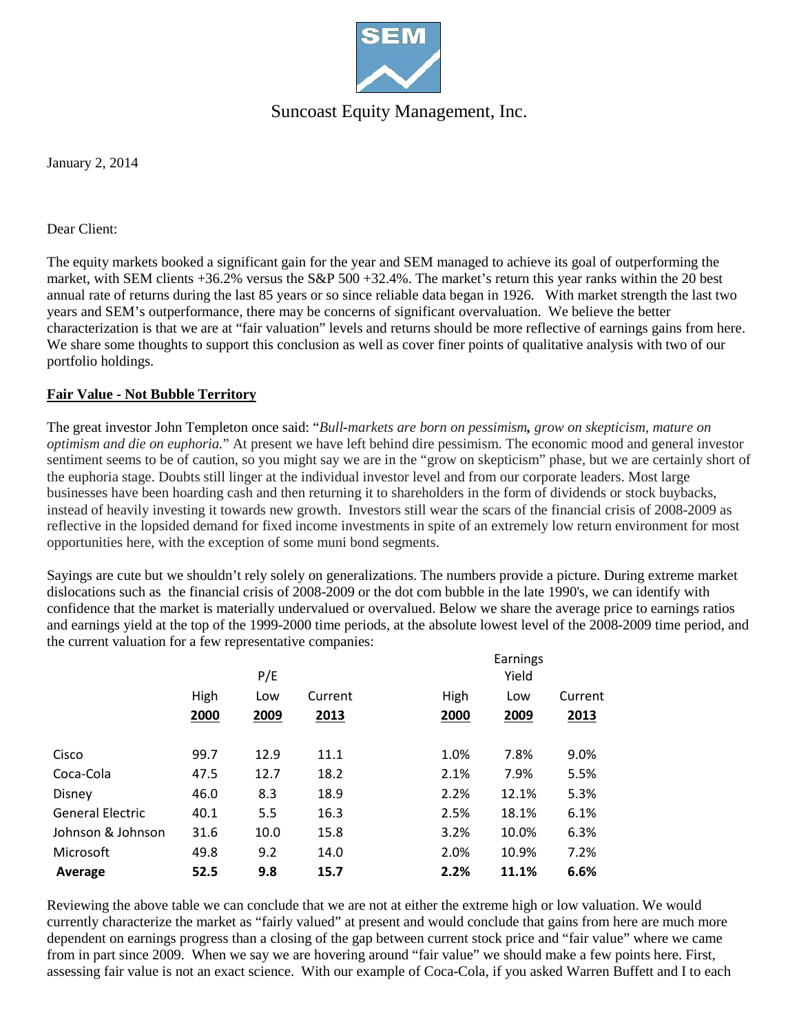Suncoast Equity Management, Inc.

January 2, 2014

Dear Client:

The equity markets booked a significant gain for the year and SEM managed to achieve its goal of outperforming the market, with SEM clients +36.2% versus the S&P 500 +32.4%. The market's return this year ranks within the 20 best annual rate of returns during the last 85 years or so since reliable data began in 1926. With market strength the last two years and SEM's outperformance, there may be concerns of significant overvaluation. We believe the better characterization is that we are at "fair valuation" levels and returns should be more reflective of earnings gains from here. We share some thoughts to support this conclusion as well as cover finer points of qualitative analysis with two of our portfolio holdings.

## Fair Value - Not Bubble Territory

The great investor John Templeton once said: "*Bull-markets are born on pessimism, grow on skepticism, mature on optimism and die on euphoria.*" At present we have left behind dire pessimism. The economic mood and general investor sentiment seems to be of caution, so you might say we are in the "grow on skepticism" phase, but we are certainly short of the euphoria stage. Doubts still linger at the individual investor level and from our corporate leaders. Most large businesses have been hoarding cash and then returning it to shareholders in the form of dividends or stock buybacks, instead of heavily investing it towards new growth. Investors still wear the scars of the financial crisis of 2008-2009 as reflective in the lopsided demand for fixed income investments in spite of an extremely low return environment for most opportunities here, with the exception of some muni bond segments.

Sayings are cute but we shouldn't rely solely on generalizations. The numbers provide a picture. During extreme market dislocations such as the financial crisis of 2008-2009 or the dot com bubble in the late 1990's, we can identify with confidence that the market is materially undervalued or overvalued. Below we share the average price to earnings ratios and earnings yield at the top of the 1999-2000 time periods, at the absolute lowest level of the 2008-2009 time period, and the current valuation for a few representative companies:

| | P/E | | | Earnings Yield | | |
|---|---|---|---|---|---|---|
| | High 2000 | Low 2009 | Current 2013 | High 2000 | Low 2009 | Current 2013 |
| Cisco | 99.7 | 12.9 | 11.1 | 1.0% | 7.8% | 9.0% |
| Coca-Cola | 47.5 | 12.7 | 18.2 | 2.1% | 7.9% | 5.5% |
| Disney | 46.0 | 8.3 | 18.9 | 2.2% | 12.1% | 5.3% |
| General Electric | 40.1 | 5.5 | 16.3 | 2.5% | 18.1% | 6.1% |
| Johnson & Johnson | 31.6 | 10.0 | 15.8 | 3.2% | 10.0% | 6.3% |
| Microsoft | 49.8 | 9.2 | 14.0 | 2.0% | 10.9% | 7.2% |
| **Average** | **52.5** | **9.8** | **15.7** | **2.2%** | **11.1%** | **6.6%** |

Reviewing the above table we can conclude that we are not at either the extreme high or low valuation. We would currently characterize the market as "fairly valued" at present and would conclude that gains from here are much more dependent on earnings progress than a closing of the gap between current stock price and "fair value" where we came from in part since 2009. When we say we are hovering around "fair value" we should make a few points here. First, assessing fair value is not an exact science. With our example of Coca-Cola, if you asked Warren Buffett and I to each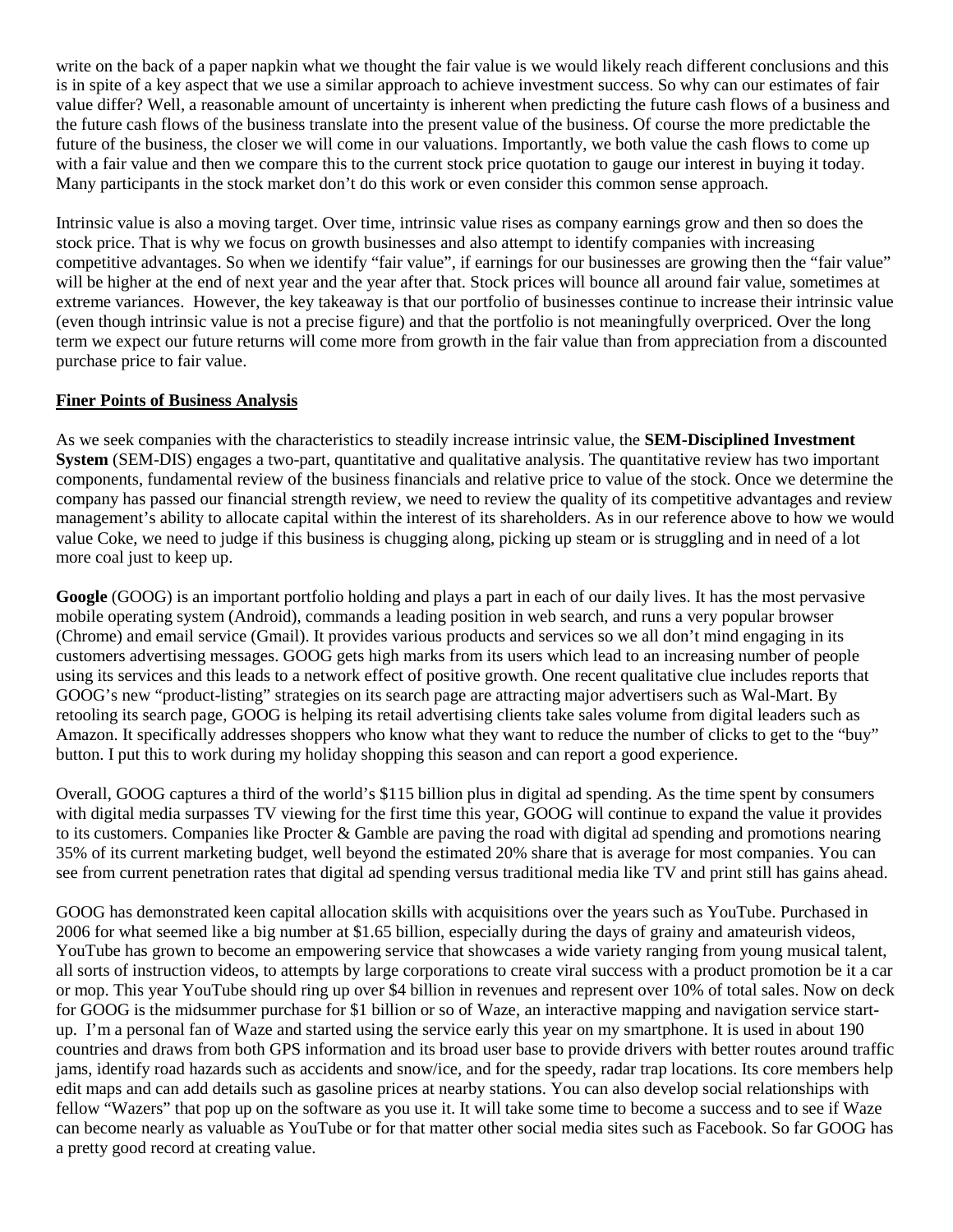write on the back of a paper napkin what we thought the fair value is we would likely reach different conclusions and this is in spite of a key aspect that we use a similar approach to achieve investment success. So why can our estimates of fair value differ? Well, a reasonable amount of uncertainty is inherent when predicting the future cash flows of a business and the future cash flows of the business translate into the present value of the business. Of course the more predictable the future of the business, the closer we will come in our valuations. Importantly, we both value the cash flows to come up with a fair value and then we compare this to the current stock price quotation to gauge our interest in buying it today. Many participants in the stock market don't do this work or even consider this common sense approach.

Intrinsic value is also a moving target. Over time, intrinsic value rises as company earnings grow and then so does the stock price. That is why we focus on growth businesses and also attempt to identify companies with increasing competitive advantages. So when we identify "fair value", if earnings for our businesses are growing then the "fair value" will be higher at the end of next year and the year after that. Stock prices will bounce all around fair value, sometimes at extreme variances. However, the key takeaway is that our portfolio of businesses continue to increase their intrinsic value (even though intrinsic value is not a precise figure) and that the portfolio is not meaningfully overpriced. Over the long term we expect our future returns will come more from growth in the fair value than from appreciation from a discounted purchase price to fair value.

**Finer Points of Business Analysis**

As we seek companies with the characteristics to steadily increase intrinsic value, the **SEM-Disciplined Investment System** (SEM-DIS) engages a two-part, quantitative and qualitative analysis. The quantitative review has two important components, fundamental review of the business financials and relative price to value of the stock. Once we determine the company has passed our financial strength review, we need to review the quality of its competitive advantages and review management's ability to allocate capital within the interest of its shareholders. As in our reference above to how we would value Coke, we need to judge if this business is chugging along, picking up steam or is struggling and in need of a lot more coal just to keep up.

**Google** (GOOG) is an important portfolio holding and plays a part in each of our daily lives. It has the most pervasive mobile operating system (Android), commands a leading position in web search, and runs a very popular browser (Chrome) and email service (Gmail). It provides various products and services so we all don't mind engaging in its customers advertising messages. GOOG gets high marks from its users which lead to an increasing number of people using its services and this leads to a network effect of positive growth. One recent qualitative clue includes reports that GOOG's new "product-listing" strategies on its search page are attracting major advertisers such as Wal-Mart. By retooling its search page, GOOG is helping its retail advertising clients take sales volume from digital leaders such as Amazon. It specifically addresses shoppers who know what they want to reduce the number of clicks to get to the "buy" button. I put this to work during my holiday shopping this season and can report a good experience.

Overall, GOOG captures a third of the world's $115 billion plus in digital ad spending. As the time spent by consumers with digital media surpasses TV viewing for the first time this year, GOOG will continue to expand the value it provides to its customers. Companies like Procter & Gamble are paving the road with digital ad spending and promotions nearing 35% of its current marketing budget, well beyond the estimated 20% share that is average for most companies. You can see from current penetration rates that digital ad spending versus traditional media like TV and print still has gains ahead.

GOOG has demonstrated keen capital allocation skills with acquisitions over the years such as YouTube. Purchased in 2006 for what seemed like a big number at $1.65 billion, especially during the days of grainy and amateurish videos, YouTube has grown to become an empowering service that showcases a wide variety ranging from young musical talent, all sorts of instruction videos, to attempts by large corporations to create viral success with a product promotion be it a car or mop. This year YouTube should ring up over $4 billion in revenues and represent over 10% of total sales. Now on deck for GOOG is the midsummer purchase for $1 billion or so of Waze, an interactive mapping and navigation service start-up. I'm a personal fan of Waze and started using the service early this year on my smartphone. It is used in about 190 countries and draws from both GPS information and its broad user base to provide drivers with better routes around traffic jams, identify road hazards such as accidents and snow/ice, and for the speedy, radar trap locations. Its core members help edit maps and can add details such as gasoline prices at nearby stations. You can also develop social relationships with fellow "Wazers" that pop up on the software as you use it. It will take some time to become a success and to see if Waze can become nearly as valuable as YouTube or for that matter other social media sites such as Facebook. So far GOOG has a pretty good record at creating value.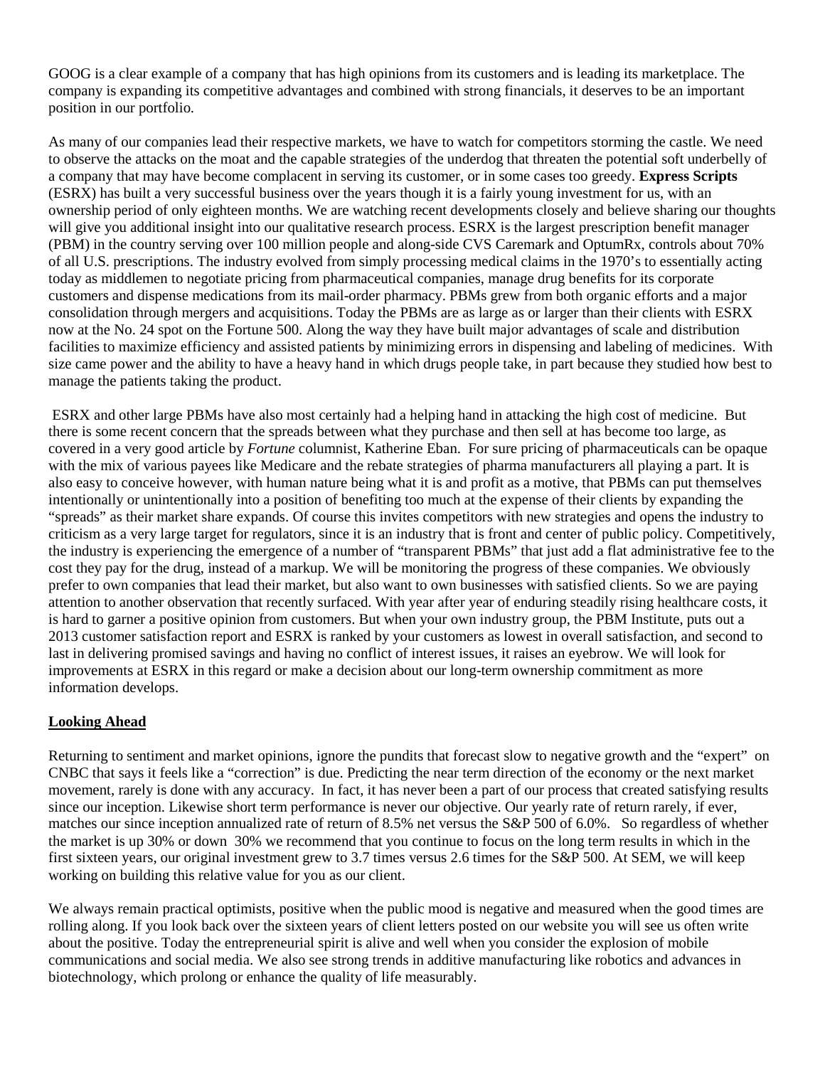GOOG is a clear example of a company that has high opinions from its customers and is leading its marketplace. The company is expanding its competitive advantages and combined with strong financials, it deserves to be an important position in our portfolio.

As many of our companies lead their respective markets, we have to watch for competitors storming the castle. We need to observe the attacks on the moat and the capable strategies of the underdog that threaten the potential soft underbelly of a company that may have become complacent in serving its customer, or in some cases too greedy. **Express Scripts** (ESRX) has built a very successful business over the years though it is a fairly young investment for us, with an ownership period of only eighteen months. We are watching recent developments closely and believe sharing our thoughts will give you additional insight into our qualitative research process. ESRX is the largest prescription benefit manager (PBM) in the country serving over 100 million people and along-side CVS Caremark and OptumRx, controls about 70% of all U.S. prescriptions. The industry evolved from simply processing medical claims in the 1970's to essentially acting today as middlemen to negotiate pricing from pharmaceutical companies, manage drug benefits for its corporate customers and dispense medications from its mail-order pharmacy. PBMs grew from both organic efforts and a major consolidation through mergers and acquisitions. Today the PBMs are as large as or larger than their clients with ESRX now at the No. 24 spot on the Fortune 500. Along the way they have built major advantages of scale and distribution facilities to maximize efficiency and assisted patients by minimizing errors in dispensing and labeling of medicines. With size came power and the ability to have a heavy hand in which drugs people take, in part because they studied how best to manage the patients taking the product.

ESRX and other large PBMs have also most certainly had a helping hand in attacking the high cost of medicine. But there is some recent concern that the spreads between what they purchase and then sell at has become too large, as covered in a very good article by *Fortune* columnist, Katherine Eban. For sure pricing of pharmaceuticals can be opaque with the mix of various payees like Medicare and the rebate strategies of pharma manufacturers all playing a part. It is also easy to conceive however, with human nature being what it is and profit as a motive, that PBMs can put themselves intentionally or unintentionally into a position of benefiting too much at the expense of their clients by expanding the "spreads" as their market share expands. Of course this invites competitors with new strategies and opens the industry to criticism as a very large target for regulators, since it is an industry that is front and center of public policy. Competitively, the industry is experiencing the emergence of a number of "transparent PBMs" that just add a flat administrative fee to the cost they pay for the drug, instead of a markup. We will be monitoring the progress of these companies. We obviously prefer to own companies that lead their market, but also want to own businesses with satisfied clients. So we are paying attention to another observation that recently surfaced. With year after year of enduring steadily rising healthcare costs, it is hard to garner a positive opinion from customers. But when your own industry group, the PBM Institute, puts out a 2013 customer satisfaction report and ESRX is ranked by your customers as lowest in overall satisfaction, and second to last in delivering promised savings and having no conflict of interest issues, it raises an eyebrow. We will look for improvements at ESRX in this regard or make a decision about our long-term ownership commitment as more information develops.

## Looking Ahead

Returning to sentiment and market opinions, ignore the pundits that forecast slow to negative growth and the "expert" on CNBC that says it feels like a "correction" is due. Predicting the near term direction of the economy or the next market movement, rarely is done with any accuracy. In fact, it has never been a part of our process that created satisfying results since our inception. Likewise short term performance is never our objective. Our yearly rate of return rarely, if ever, matches our since inception annualized rate of return of 8.5% net versus the S&P 500 of 6.0%. So regardless of whether the market is up 30% or down 30% we recommend that you continue to focus on the long term results in which in the first sixteen years, our original investment grew to 3.7 times versus 2.6 times for the S&P 500. At SEM, we will keep working on building this relative value for you as our client.

We always remain practical optimists, positive when the public mood is negative and measured when the good times are rolling along. If you look back over the sixteen years of client letters posted on our website you will see us often write about the positive. Today the entrepreneurial spirit is alive and well when you consider the explosion of mobile communications and social media. We also see strong trends in additive manufacturing like robotics and advances in biotechnology, which prolong or enhance the quality of life measurably.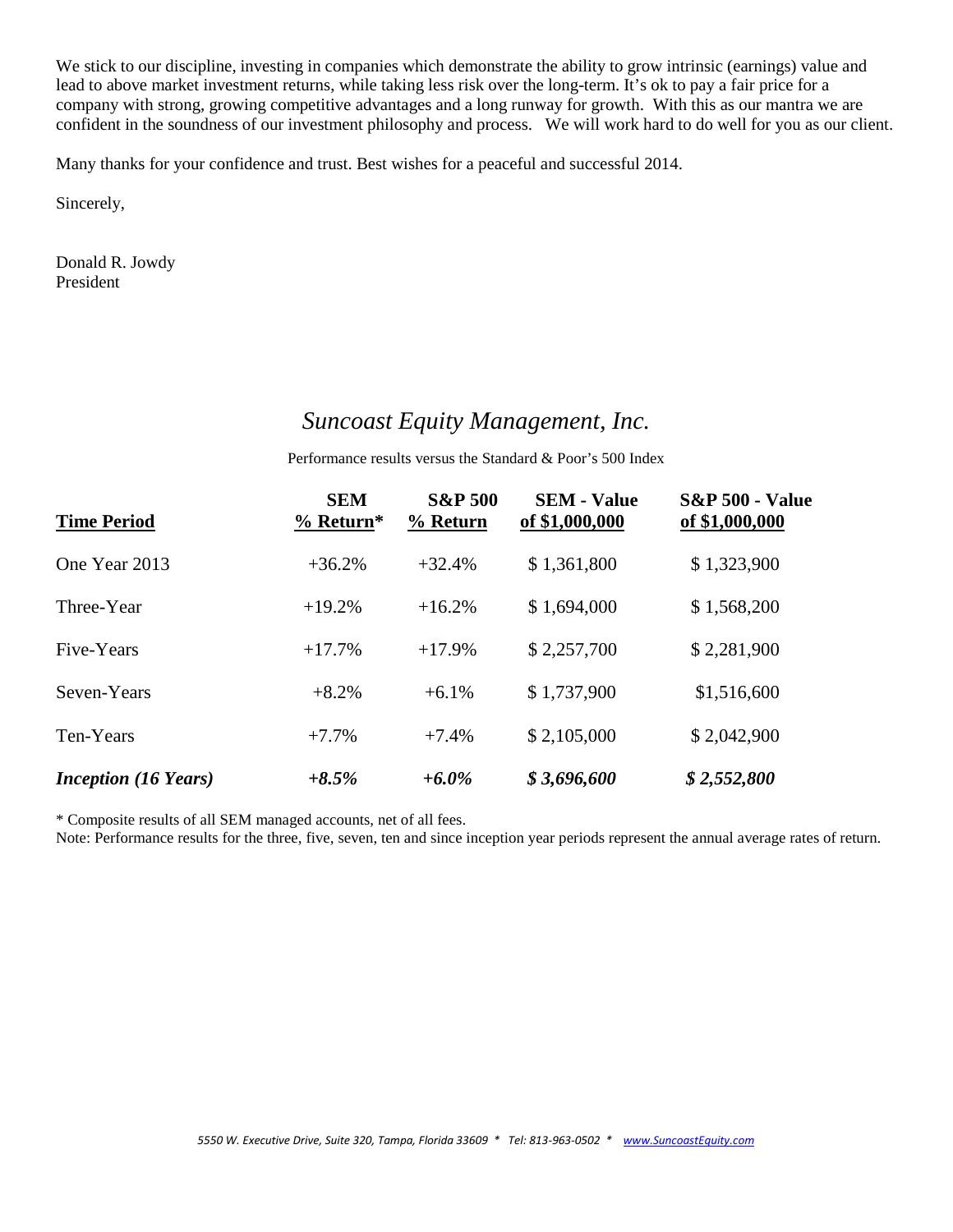We stick to our discipline, investing in companies which demonstrate the ability to grow intrinsic (earnings) value and lead to above market investment returns, while taking less risk over the long-term. It's ok to pay a fair price for a company with strong, growing competitive advantages and a long runway for growth. With this as our mantra we are confident in the soundness of our investment philosophy and process. We will work hard to do well for you as our client.

Many thanks for your confidence and trust. Best wishes for a peaceful and successful 2014.

Sincerely,

Donald R. Jowdy
President

## *Suncoast Equity Management, Inc.*

Performance results versus the Standard & Poor's 500 Index

| Time Period | SEM % Return* | S&P 500 % Return | SEM - Value of $1,000,000 | S&P 500 - Value of $1,000,000 |
|---|---|---|---|---|
| One Year 2013 | +36.2% | +32.4% | $ 1,361,800 | $ 1,323,900 |
| Three-Year | +19.2% | +16.2% | $ 1,694,000 | $ 1,568,200 |
| Five-Years | +17.7% | +17.9% | $ 2,257,700 | $ 2,281,900 |
| Seven-Years | +8.2% | +6.1% | $ 1,737,900 | $1,516,600 |
| Ten-Years | +7.7% | +7.4% | $ 2,105,000 | $ 2,042,900 |
| ***Inception (16 Years)*** | ***+8.5%*** | ***+6.0%*** | ***$ 3,696,600*** | ***$ 2,552,800*** |

* Composite results of all SEM managed accounts, net of all fees.

Note: Performance results for the three, five, seven, ten and since inception year periods represent the annual average rates of return.

*5550 W. Executive Drive, Suite 320, Tampa, Florida 33609 * Tel: 813-963-0502 * www.SuncoastEquity.com*